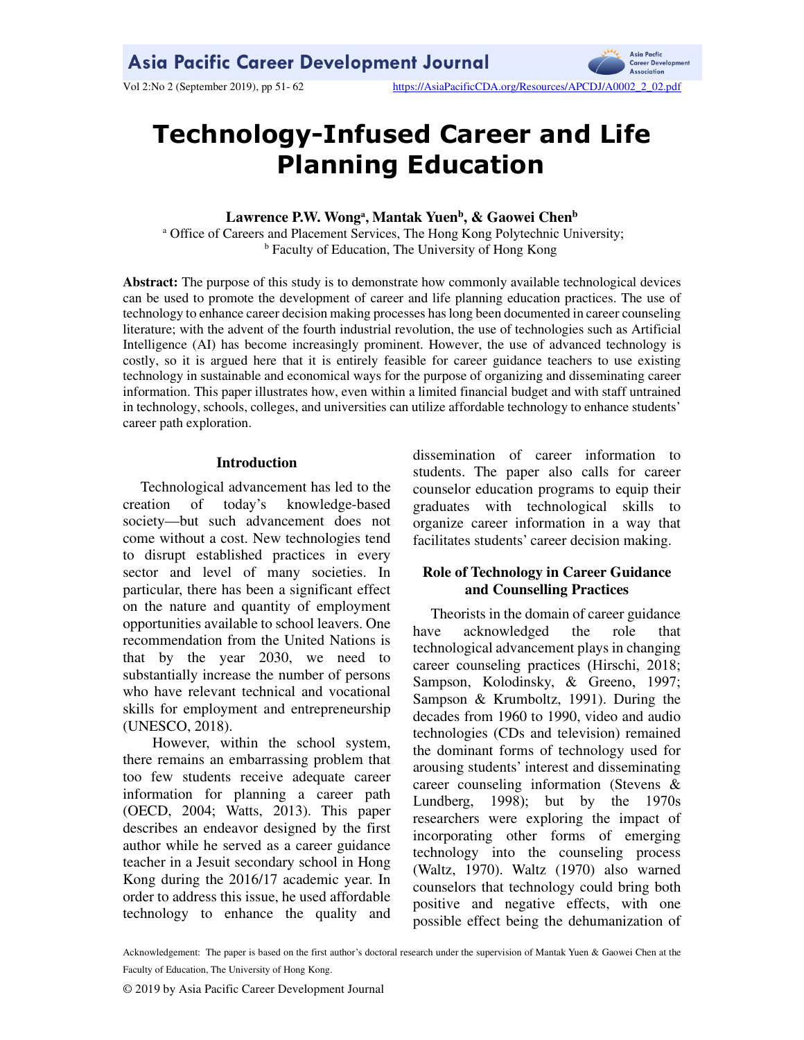# Technology-Infused Career and Life Planning Education

**Lawrence P.W. Wong[a], Mantak Yuen[b], & Gaowei Chen[b]**

[a] Office of Careers and Placement Services, The Hong Kong Polytechnic University;
[b] Faculty of Education, The University of Hong Kong

**Abstract:** The purpose of this study is to demonstrate how commonly available technological devices can be used to promote the development of career and life planning education practices. The use of technology to enhance career decision making processes has long been documented in career counseling literature; with the advent of the fourth industrial revolution, the use of technologies such as Artificial Intelligence (AI) has become increasingly prominent. However, the use of advanced technology is costly, so it is argued here that it is entirely feasible for career guidance teachers to use existing technology in sustainable and economical ways for the purpose of organizing and disseminating career information. This paper illustrates how, even within a limited financial budget and with staff untrained in technology, schools, colleges, and universities can utilize affordable technology to enhance students' career path exploration.

## Introduction

Technological advancement has led to the creation of today's knowledge-based society—but such advancement does not come without a cost. New technologies tend to disrupt established practices in every sector and level of many societies. In particular, there has been a significant effect on the nature and quantity of employment opportunities available to school leavers. One recommendation from the United Nations is that by the year 2030, we need to substantially increase the number of persons who have relevant technical and vocational skills for employment and entrepreneurship (UNESCO, 2018).

However, within the school system, there remains an embarrassing problem that too few students receive adequate career information for planning a career path (OECD, 2004; Watts, 2013). This paper describes an endeavor designed by the first author while he served as a career guidance teacher in a Jesuit secondary school in Hong Kong during the 2016/17 academic year. In order to address this issue, he used affordable technology to enhance the quality and dissemination of career information to students. The paper also calls for career counselor education programs to equip their graduates with technological skills to organize career information in a way that facilitates students' career decision making.

## Role of Technology in Career Guidance and Counselling Practices

Theorists in the domain of career guidance have acknowledged the role that technological advancement plays in changing career counseling practices (Hirschi, 2018; Sampson, Kolodinsky, & Greeno, 1997; Sampson & Krumboltz, 1991). During the decades from 1960 to 1990, video and audio technologies (CDs and television) remained the dominant forms of technology used for arousing students' interest and disseminating career counseling information (Stevens & Lundberg, 1998); but by the 1970s researchers were exploring the impact of incorporating other forms of emerging technology into the counseling process (Waltz, 1970). Waltz (1970) also warned counselors that technology could bring both positive and negative effects, with one possible effect being the dehumanization of

Acknowledgement: The paper is based on the first author's doctoral research under the supervision of Mantak Yuen & Gaowei Chen at the Faculty of Education, The University of Hong Kong.

© 2019 by Asia Pacific Career Development Journal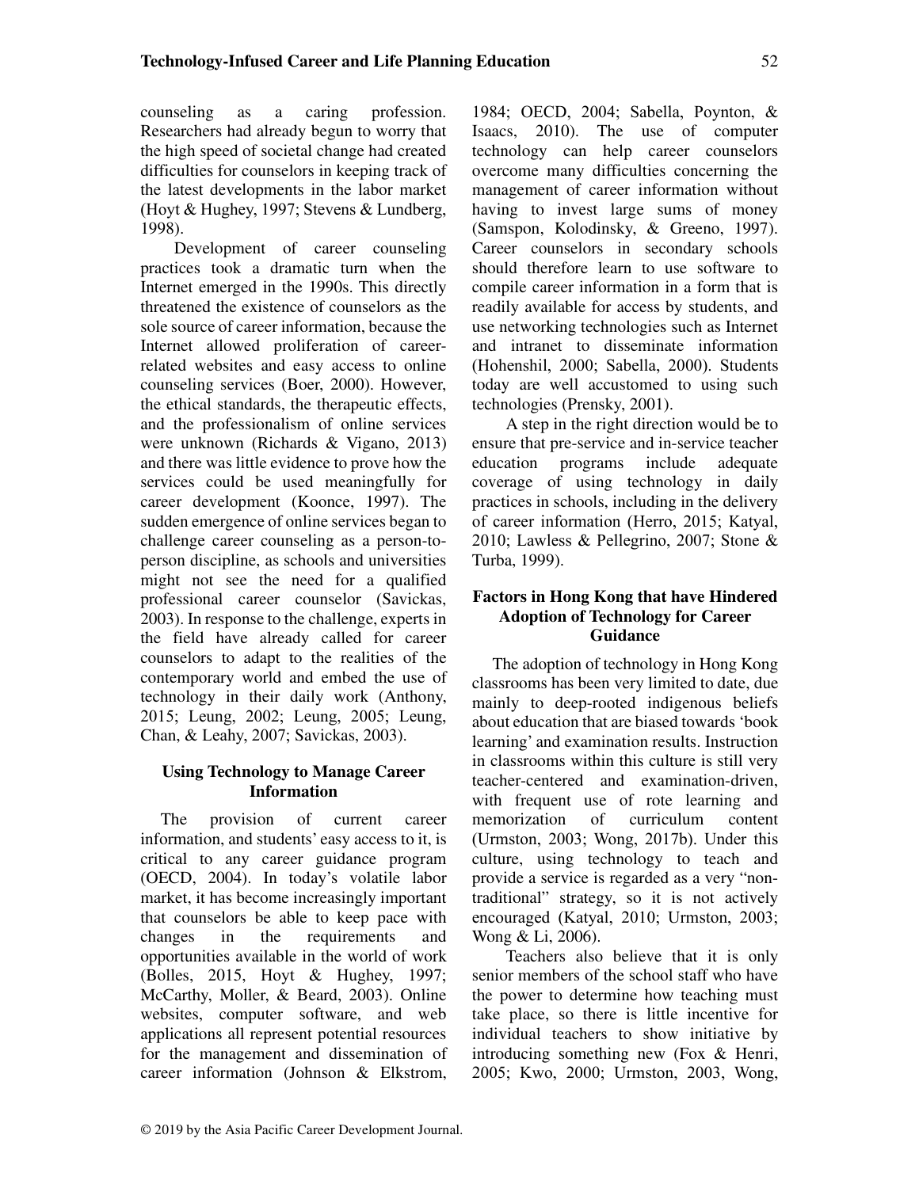counseling as a caring profession. Researchers had already begun to worry that the high speed of societal change had created difficulties for counselors in keeping track of the latest developments in the labor market (Hoyt & Hughey, 1997; Stevens & Lundberg, 1998).

Development of career counseling practices took a dramatic turn when the Internet emerged in the 1990s. This directly threatened the existence of counselors as the sole source of career information, because the Internet allowed proliferation of career-related websites and easy access to online counseling services (Boer, 2000). However, the ethical standards, the therapeutic effects, and the professionalism of online services were unknown (Richards & Vigano, 2013) and there was little evidence to prove how the services could be used meaningfully for career development (Koonce, 1997). The sudden emergence of online services began to challenge career counseling as a person-to-person discipline, as schools and universities might not see the need for a qualified professional career counselor (Savickas, 2003). In response to the challenge, experts in the field have already called for career counselors to adapt to the realities of the contemporary world and embed the use of technology in their daily work (Anthony, 2015; Leung, 2002; Leung, 2005; Leung, Chan, & Leahy, 2007; Savickas, 2003).

### Using Technology to Manage Career Information

The provision of current career information, and students' easy access to it, is critical to any career guidance program (OECD, 2004). In today's volatile labor market, it has become increasingly important that counselors be able to keep pace with changes in the requirements and opportunities available in the world of work (Bolles, 2015, Hoyt & Hughey, 1997; McCarthy, Moller, & Beard, 2003). Online websites, computer software, and web applications all represent potential resources for the management and dissemination of career information (Johnson & Elkstrom, 1984; OECD, 2004; Sabella, Poynton, & Isaacs, 2010). The use of computer technology can help career counselors overcome many difficulties concerning the management of career information without having to invest large sums of money (Samspon, Kolodinsky, & Greeno, 1997). Career counselors in secondary schools should therefore learn to use software to compile career information in a form that is readily available for access by students, and use networking technologies such as Internet and intranet to disseminate information (Hohenshil, 2000; Sabella, 2000). Students today are well accustomed to using such technologies (Prensky, 2001).

A step in the right direction would be to ensure that pre-service and in-service teacher education programs include adequate coverage of using technology in daily practices in schools, including in the delivery of career information (Herro, 2015; Katyal, 2010; Lawless & Pellegrino, 2007; Stone & Turba, 1999).

### Factors in Hong Kong that have Hindered Adoption of Technology for Career Guidance

The adoption of technology in Hong Kong classrooms has been very limited to date, due mainly to deep-rooted indigenous beliefs about education that are biased towards 'book learning' and examination results. Instruction in classrooms within this culture is still very teacher-centered and examination-driven, with frequent use of rote learning and memorization of curriculum content (Urmston, 2003; Wong, 2017b). Under this culture, using technology to teach and provide a service is regarded as a very "non-traditional" strategy, so it is not actively encouraged (Katyal, 2010; Urmston, 2003; Wong & Li, 2006).

Teachers also believe that it is only senior members of the school staff who have the power to determine how teaching must take place, so there is little incentive for individual teachers to show initiative by introducing something new (Fox & Henri, 2005; Kwo, 2000; Urmston, 2003, Wong,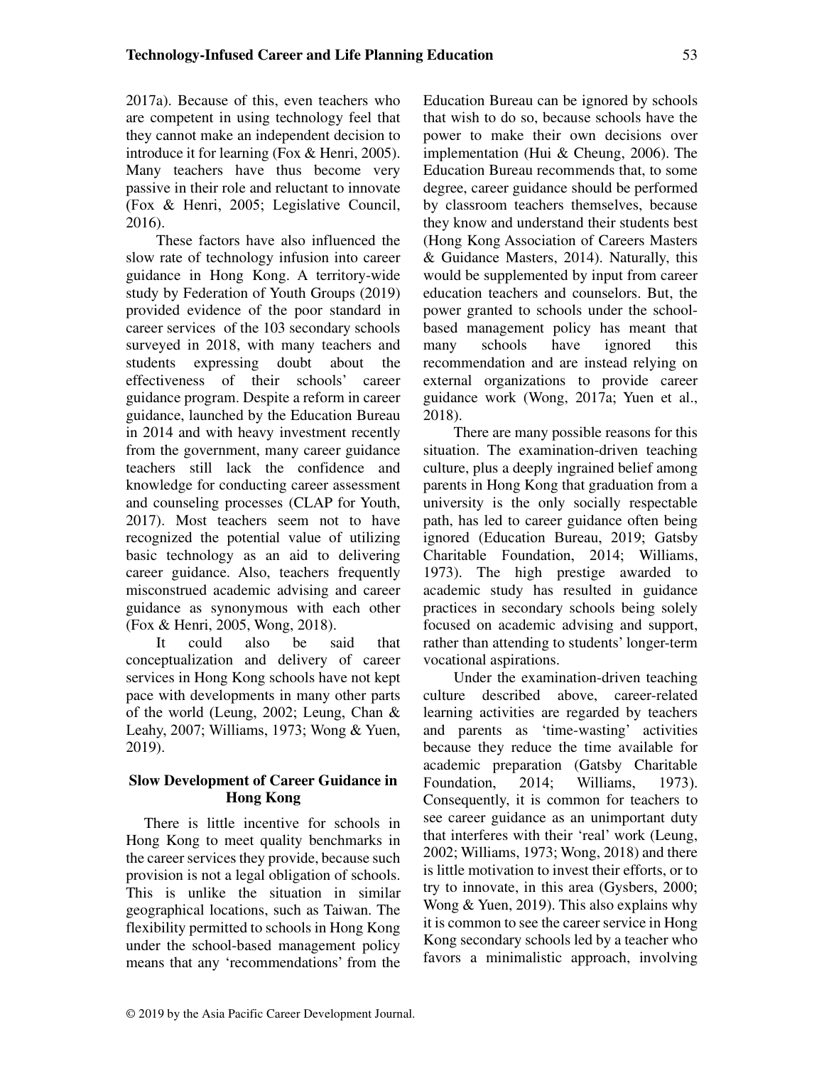2017a). Because of this, even teachers who are competent in using technology feel that they cannot make an independent decision to introduce it for learning (Fox & Henri, 2005). Many teachers have thus become very passive in their role and reluctant to innovate (Fox & Henri, 2005; Legislative Council, 2016).

These factors have also influenced the slow rate of technology infusion into career guidance in Hong Kong. A territory-wide study by Federation of Youth Groups (2019) provided evidence of the poor standard in career services of the 103 secondary schools surveyed in 2018, with many teachers and students expressing doubt about the effectiveness of their schools' career guidance program. Despite a reform in career guidance, launched by the Education Bureau in 2014 and with heavy investment recently from the government, many career guidance teachers still lack the confidence and knowledge for conducting career assessment and counseling processes (CLAP for Youth, 2017). Most teachers seem not to have recognized the potential value of utilizing basic technology as an aid to delivering career guidance. Also, teachers frequently misconstrued academic advising and career guidance as synonymous with each other (Fox & Henri, 2005, Wong, 2018).

It could also be said that conceptualization and delivery of career services in Hong Kong schools have not kept pace with developments in many other parts of the world (Leung, 2002; Leung, Chan & Leahy, 2007; Williams, 1973; Wong & Yuen, 2019).

## Slow Development of Career Guidance in Hong Kong

There is little incentive for schools in Hong Kong to meet quality benchmarks in the career services they provide, because such provision is not a legal obligation of schools. This is unlike the situation in similar geographical locations, such as Taiwan. The flexibility permitted to schools in Hong Kong under the school-based management policy means that any 'recommendations' from the Education Bureau can be ignored by schools that wish to do so, because schools have the power to make their own decisions over implementation (Hui & Cheung, 2006). The Education Bureau recommends that, to some degree, career guidance should be performed by classroom teachers themselves, because they know and understand their students best (Hong Kong Association of Careers Masters & Guidance Masters, 2014). Naturally, this would be supplemented by input from career education teachers and counselors. But, the power granted to schools under the school-based management policy has meant that many schools have ignored this recommendation and are instead relying on external organizations to provide career guidance work (Wong, 2017a; Yuen et al., 2018).

There are many possible reasons for this situation. The examination-driven teaching culture, plus a deeply ingrained belief among parents in Hong Kong that graduation from a university is the only socially respectable path, has led to career guidance often being ignored (Education Bureau, 2019; Gatsby Charitable Foundation, 2014; Williams, 1973). The high prestige awarded to academic study has resulted in guidance practices in secondary schools being solely focused on academic advising and support, rather than attending to students' longer-term vocational aspirations.

Under the examination-driven teaching culture described above, career-related learning activities are regarded by teachers and parents as 'time-wasting' activities because they reduce the time available for academic preparation (Gatsby Charitable Foundation, 2014; Williams, 1973). Consequently, it is common for teachers to see career guidance as an unimportant duty that interferes with their 'real' work (Leung, 2002; Williams, 1973; Wong, 2018) and there is little motivation to invest their efforts, or to try to innovate, in this area (Gysbers, 2000; Wong & Yuen, 2019). This also explains why it is common to see the career service in Hong Kong secondary schools led by a teacher who favors a minimalistic approach, involving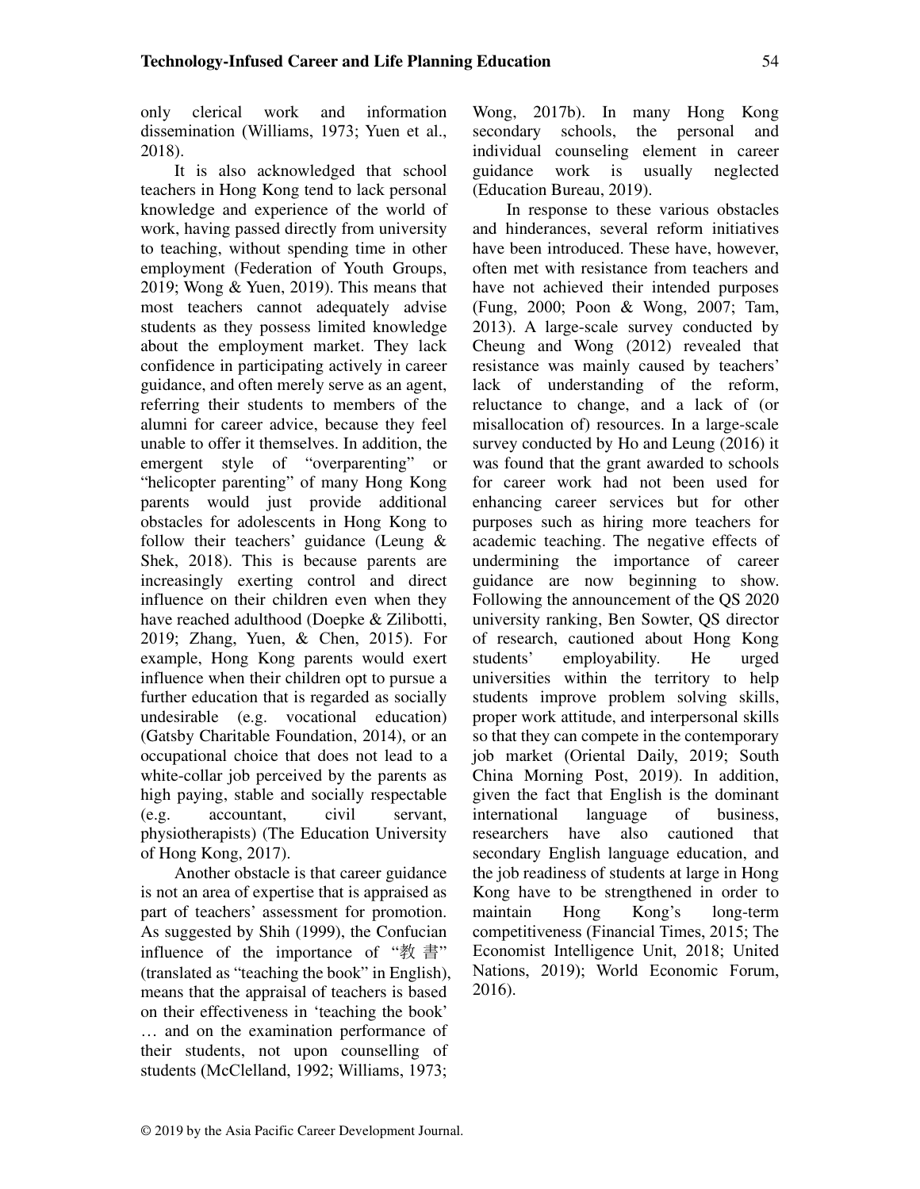only clerical work and information dissemination (Williams, 1973; Yuen et al., 2018).

It is also acknowledged that school teachers in Hong Kong tend to lack personal knowledge and experience of the world of work, having passed directly from university to teaching, without spending time in other employment (Federation of Youth Groups, 2019; Wong & Yuen, 2019). This means that most teachers cannot adequately advise students as they possess limited knowledge about the employment market. They lack confidence in participating actively in career guidance, and often merely serve as an agent, referring their students to members of the alumni for career advice, because they feel unable to offer it themselves. In addition, the emergent style of "overparenting" or "helicopter parenting" of many Hong Kong parents would just provide additional obstacles for adolescents in Hong Kong to follow their teachers' guidance (Leung & Shek, 2018). This is because parents are increasingly exerting control and direct influence on their children even when they have reached adulthood (Doepke & Zilibotti, 2019; Zhang, Yuen, & Chen, 2015). For example, Hong Kong parents would exert influence when their children opt to pursue a further education that is regarded as socially undesirable (e.g. vocational education) (Gatsby Charitable Foundation, 2014), or an occupational choice that does not lead to a white-collar job perceived by the parents as high paying, stable and socially respectable (e.g. accountant, civil servant, physiotherapists) (The Education University of Hong Kong, 2017).

Another obstacle is that career guidance is not an area of expertise that is appraised as part of teachers' assessment for promotion. As suggested by Shih (1999), the Confucian influence of the importance of "教 書" (translated as "teaching the book" in English), means that the appraisal of teachers is based on their effectiveness in 'teaching the book' … and on the examination performance of their students, not upon counselling of students (McClelland, 1992; Williams, 1973; Wong, 2017b). In many Hong Kong secondary schools, the personal and individual counseling element in career guidance work is usually neglected (Education Bureau, 2019).

In response to these various obstacles and hinderances, several reform initiatives have been introduced. These have, however, often met with resistance from teachers and have not achieved their intended purposes (Fung, 2000; Poon & Wong, 2007; Tam, 2013). A large-scale survey conducted by Cheung and Wong (2012) revealed that resistance was mainly caused by teachers' lack of understanding of the reform, reluctance to change, and a lack of (or misallocation of) resources. In a large-scale survey conducted by Ho and Leung (2016) it was found that the grant awarded to schools for career work had not been used for enhancing career services but for other purposes such as hiring more teachers for academic teaching. The negative effects of undermining the importance of career guidance are now beginning to show. Following the announcement of the QS 2020 university ranking, Ben Sowter, QS director of research, cautioned about Hong Kong students' employability. He urged universities within the territory to help students improve problem solving skills, proper work attitude, and interpersonal skills so that they can compete in the contemporary job market (Oriental Daily, 2019; South China Morning Post, 2019). In addition, given the fact that English is the dominant international language of business, researchers have also cautioned that secondary English language education, and the job readiness of students at large in Hong Kong have to be strengthened in order to maintain Hong Kong's long-term competitiveness (Financial Times, 2015; The Economist Intelligence Unit, 2018; United Nations, 2019); World Economic Forum, 2016).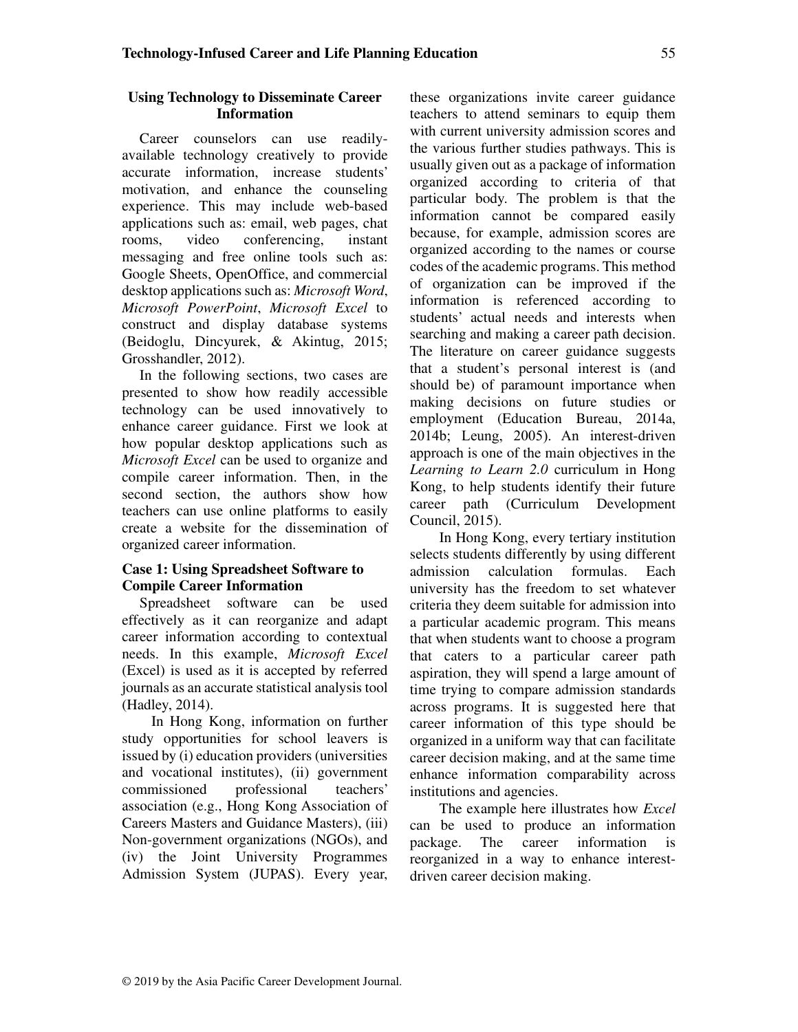## Using Technology to Disseminate Career Information

Career counselors can use readily-available technology creatively to provide accurate information, increase students' motivation, and enhance the counseling experience. This may include web-based applications such as: email, web pages, chat rooms, video conferencing, instant messaging and free online tools such as: Google Sheets, OpenOffice, and commercial desktop applications such as: *Microsoft Word*, *Microsoft PowerPoint*, *Microsoft Excel* to construct and display database systems (Beidoglu, Dincyurek, & Akintug, 2015; Grosshandler, 2012).

In the following sections, two cases are presented to show how readily accessible technology can be used innovatively to enhance career guidance. First we look at how popular desktop applications such as *Microsoft Excel* can be used to organize and compile career information. Then, in the second section, the authors show how teachers can use online platforms to easily create a website for the dissemination of organized career information.

### Case 1: Using Spreadsheet Software to Compile Career Information

Spreadsheet software can be used effectively as it can reorganize and adapt career information according to contextual needs. In this example, *Microsoft Excel* (Excel) is used as it is accepted by referred journals as an accurate statistical analysis tool (Hadley, 2014).

In Hong Kong, information on further study opportunities for school leavers is issued by (i) education providers (universities and vocational institutes), (ii) government commissioned professional teachers' association (e.g., Hong Kong Association of Careers Masters and Guidance Masters), (iii) Non-government organizations (NGOs), and (iv) the Joint University Programmes Admission System (JUPAS). Every year, these organizations invite career guidance teachers to attend seminars to equip them with current university admission scores and the various further studies pathways. This is usually given out as a package of information organized according to criteria of that particular body. The problem is that the information cannot be compared easily because, for example, admission scores are organized according to the names or course codes of the academic programs. This method of organization can be improved if the information is referenced according to students' actual needs and interests when searching and making a career path decision. The literature on career guidance suggests that a student's personal interest is (and should be) of paramount importance when making decisions on future studies or employment (Education Bureau, 2014a, 2014b; Leung, 2005). An interest-driven approach is one of the main objectives in the *Learning to Learn 2.0* curriculum in Hong Kong, to help students identify their future career path (Curriculum Development Council, 2015).

In Hong Kong, every tertiary institution selects students differently by using different admission calculation formulas. Each university has the freedom to set whatever criteria they deem suitable for admission into a particular academic program. This means that when students want to choose a program that caters to a particular career path aspiration, they will spend a large amount of time trying to compare admission standards across programs. It is suggested here that career information of this type should be organized in a uniform way that can facilitate career decision making, and at the same time enhance information comparability across institutions and agencies.

The example here illustrates how *Excel* can be used to produce an information package. The career information is reorganized in a way to enhance interest-driven career decision making.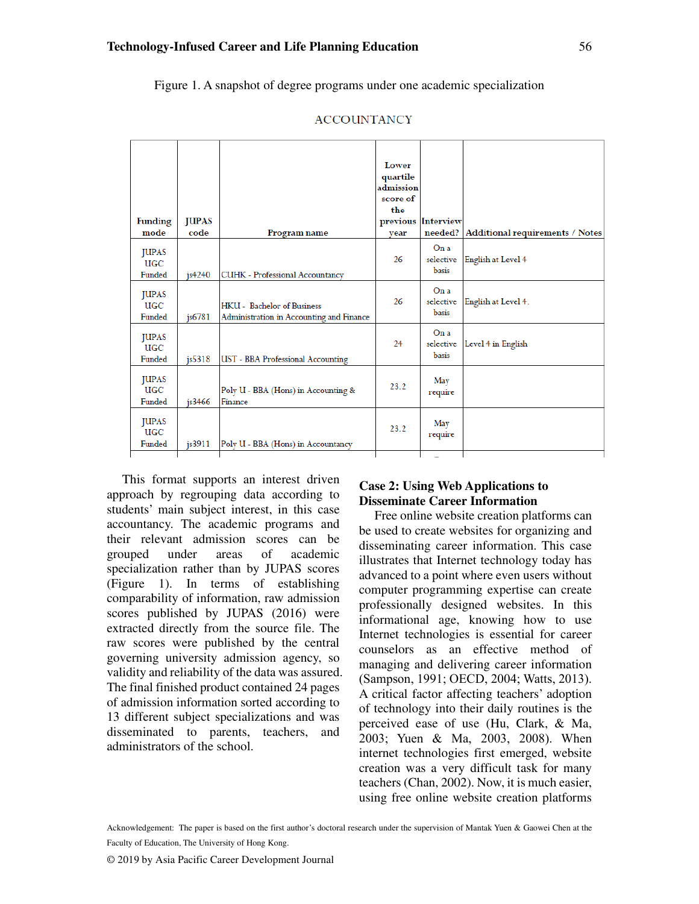Figure 1. A snapshot of degree programs under one academic specialization

ACCOUNTANCY

| Funding mode | JUPAS code | Program name | Lower quartile admission score of the previous year | Interview needed? | Additional requirements / Notes |
|---|---|---|---|---|---|
| JUPAS UGC Funded | js4240 | CUHK - Professional Accountancy | 26 | On a selective basis | English at Level 4 |
| JUPAS UGC Funded | js6781 | HKU - Bachelor of Business Administration in Accounting and Finance | 26 | On a selective basis | English at Level 4. |
| JUPAS UGC Funded | js5318 | UST - BBA Professional Accounting | 24 | On a selective basis | Level 4 in English |
| JUPAS UGC Funded | js3466 | Poly U - BBA (Hons) in Accounting & Finance | 23.2 | May require | |
| JUPAS UGC Funded | js3911 | Poly U - BBA (Hons) in Accountancy | 23.2 | May require | |

This format supports an interest driven approach by regrouping data according to students' main subject interest, in this case accountancy. The academic programs and their relevant admission scores can be grouped under areas of academic specialization rather than by JUPAS scores (Figure 1). In terms of establishing comparability of information, raw admission scores published by JUPAS (2016) were extracted directly from the source file. The raw scores were published by the central governing university admission agency, so validity and reliability of the data was assured. The final finished product contained 24 pages of admission information sorted according to 13 different subject specializations and was disseminated to parents, teachers, and administrators of the school.

### Case 2: Using Web Applications to Disseminate Career Information

Free online website creation platforms can be used to create websites for organizing and disseminating career information. This case illustrates that Internet technology today has advanced to a point where even users without computer programming expertise can create professionally designed websites. In this informational age, knowing how to use Internet technologies is essential for career counselors as an effective method of managing and delivering career information (Sampson, 1991; OECD, 2004; Watts, 2013). A critical factor affecting teachers' adoption of technology into their daily routines is the perceived ease of use (Hu, Clark, & Ma, 2003; Yuen & Ma, 2003, 2008). When internet technologies first emerged, website creation was a very difficult task for many teachers (Chan, 2002). Now, it is much easier, using free online website creation platforms

Acknowledgement: The paper is based on the first author's doctoral research under the supervision of Mantak Yuen & Gaowei Chen at the Faculty of Education, The University of Hong Kong.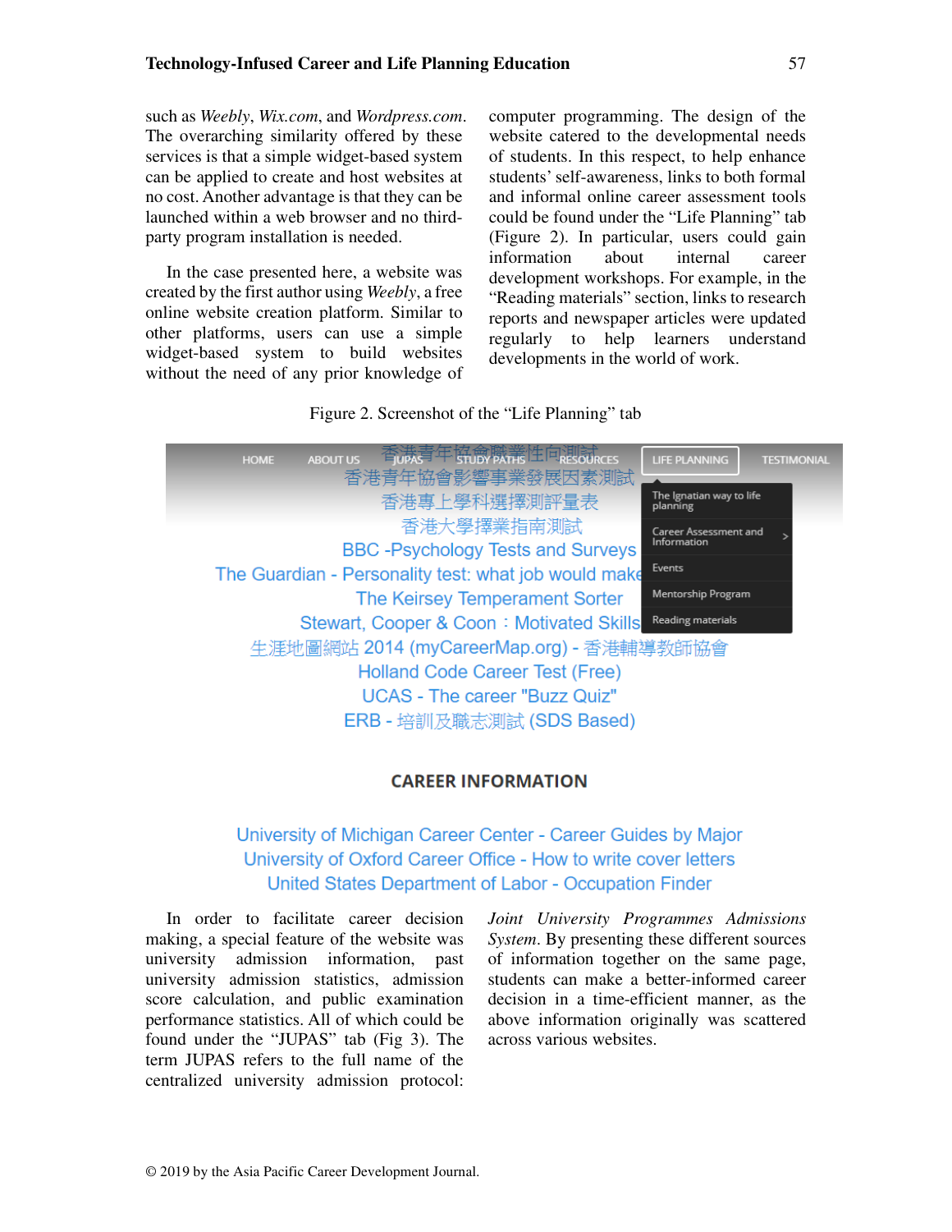such as *Weebly*, *Wix.com*, and *Wordpress.com*. The overarching similarity offered by these services is that a simple widget-based system can be applied to create and host websites at no cost. Another advantage is that they can be launched within a web browser and no third-party program installation is needed.

In the case presented here, a website was created by the first author using *Weebly*, a free online website creation platform. Similar to other platforms, users can use a simple widget-based system to build websites without the need of any prior knowledge of computer programming. The design of the website catered to the developmental needs of students. In this respect, to help enhance students' self-awareness, links to both formal and informal online career assessment tools could be found under the "Life Planning" tab (Figure 2). In particular, users could gain information about internal career development workshops. For example, in the "Reading materials" section, links to research reports and newspaper articles were updated regularly to help learners understand developments in the world of work.

Figure 2. Screenshot of the "Life Planning" tab

HOME | ABOUT US | JUPAS | STUDY PATHS | RESOURCES | LIFE PLANNING | TESTIMONIAL

- The Ignatian way to life planning
- Career Assessment and Information
- Events
- Mentorship Program
- Reading materials

香港青年協會職業性向測試
香港青年協會影響事業發展因素測試
香港專上學科選擇測評量表
香港大學擇業指南測試
BBC -Psychology Tests and Surveys
The Guardian - Personality test: what job would make
The Keirsey Temperament Sorter
Stewart, Cooper & Coon：Motivated Skills
生涯地圖網站 2014 (myCareerMap.org) - 香港輔導教師協會
Holland Code Career Test (Free)
UCAS - The career "Buzz Quiz"
ERB - 培訓及職志測試 (SDS Based)

CAREER INFORMATION

University of Michigan Career Center - Career Guides by Major
University of Oxford Career Office - How to write cover letters
United States Department of Labor - Occupation Finder

In order to facilitate career decision making, a special feature of the website was university admission information, past university admission statistics, admission score calculation, and public examination performance statistics. All of which could be found under the "JUPAS" tab (Fig 3). The term JUPAS refers to the full name of the centralized university admission protocol: *Joint University Programmes Admissions System*. By presenting these different sources of information together on the same page, students can make a better-informed career decision in a time-efficient manner, as the above information originally was scattered across various websites.

© 2019 by the Asia Pacific Career Development Journal.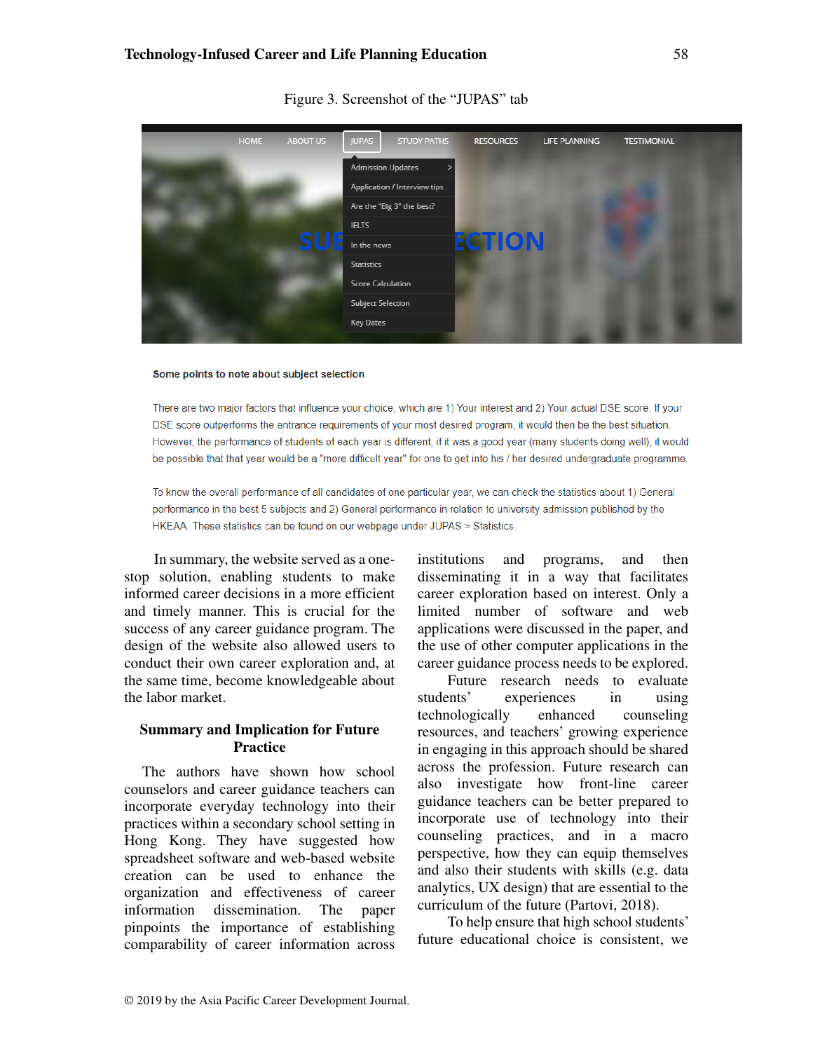Figure 3. Screenshot of the "JUPAS" tab

HOME ABOUT US JUPAS STUDY PATHS RESOURCES LIFE PLANNING TESTIMONIAL

Admission Updates
Application / Interview tips
Are the "Big 3" the best?
IELTS
In the news
Statistics
Score Calculation
Subject Selection
Key Dates

**Some points to note about subject selection**

There are two major factors that influence your choice, which are 1) Your interest and 2) Your actual DSE score. If your DSE score outperforms the entrance requirements of your most desired program, it would then be the best situation. However, the performance of students of each year is different, if it was a good year (many students doing well), it would be possible that that year would be a "more difficult year" for one to get into his / her desired undergraduate programme.

To know the overall performance of all candidates of one particular year, we can check the statistics about 1) General performance in the best 5 subjects and 2) General performance in relation to university admission published by the HKEAA. These statistics can be found on our webpage under JUPAS > Statistics.

In summary, the website served as a one-stop solution, enabling students to make informed career decisions in a more efficient and timely manner. This is crucial for the success of any career guidance program. The design of the website also allowed users to conduct their own career exploration and, at the same time, become knowledgeable about the labor market.

## Summary and Implication for Future Practice

The authors have shown how school counselors and career guidance teachers can incorporate everyday technology into their practices within a secondary school setting in Hong Kong. They have suggested how spreadsheet software and web-based website creation can be used to enhance the organization and effectiveness of career information dissemination. The paper pinpoints the importance of establishing comparability of career information across institutions and programs, and then disseminating it in a way that facilitates career exploration based on interest. Only a limited number of software and web applications were discussed in the paper, and the use of other computer applications in the career guidance process needs to be explored.

Future research needs to evaluate students' experiences in using technologically enhanced counseling resources, and teachers' growing experience in engaging in this approach should be shared across the profession. Future research can also investigate how front-line career guidance teachers can be better prepared to incorporate use of technology into their counseling practices, and in a macro perspective, how they can equip themselves and also their students with skills (e.g. data analytics, UX design) that are essential to the curriculum of the future (Partovi, 2018).

To help ensure that high school students' future educational choice is consistent, we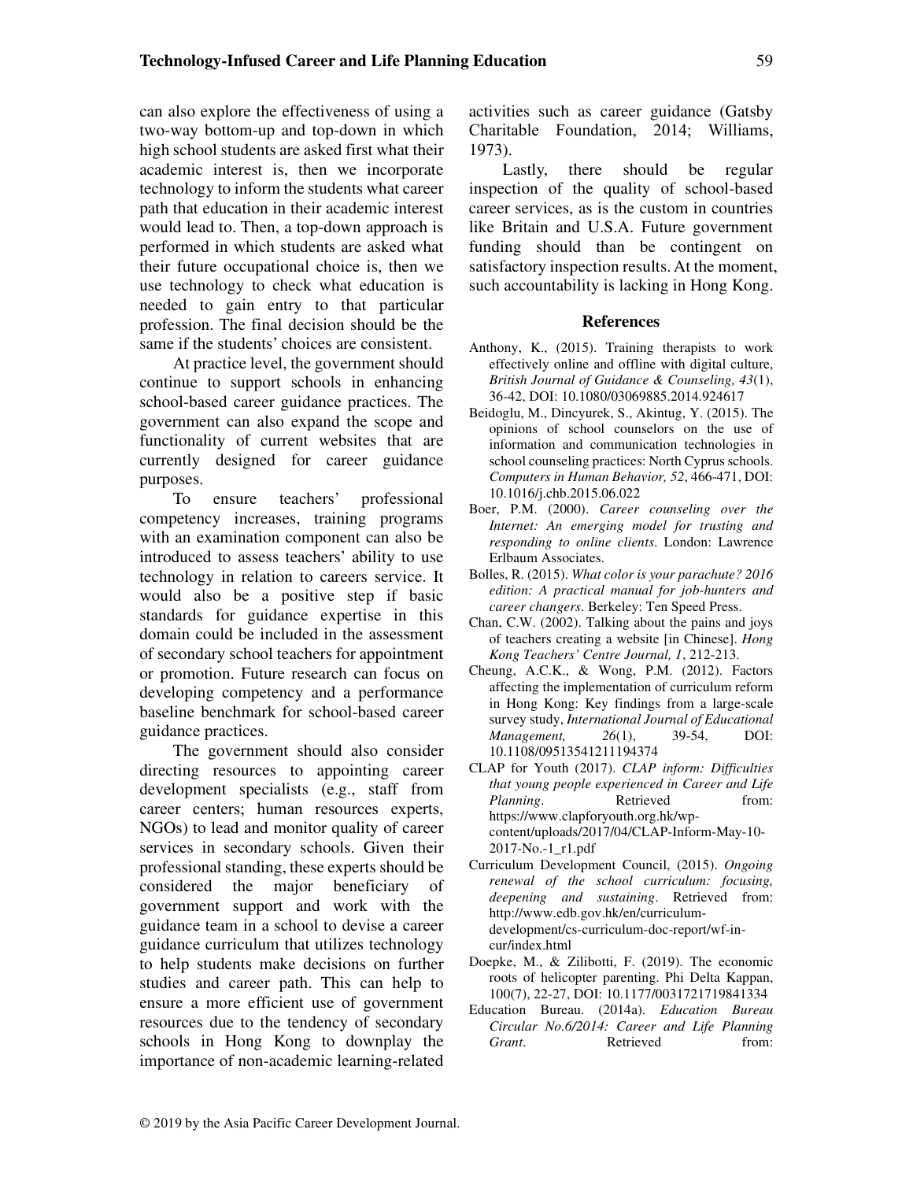can also explore the effectiveness of using a two-way bottom-up and top-down in which high school students are asked first what their academic interest is, then we incorporate technology to inform the students what career path that education in their academic interest would lead to. Then, a top-down approach is performed in which students are asked what their future occupational choice is, then we use technology to check what education is needed to gain entry to that particular profession. The final decision should be the same if the students' choices are consistent.

At practice level, the government should continue to support schools in enhancing school-based career guidance practices. The government can also expand the scope and functionality of current websites that are currently designed for career guidance purposes.

To ensure teachers' professional competency increases, training programs with an examination component can also be introduced to assess teachers' ability to use technology in relation to careers service. It would also be a positive step if basic standards for guidance expertise in this domain could be included in the assessment of secondary school teachers for appointment or promotion. Future research can focus on developing competency and a performance baseline benchmark for school-based career guidance practices.

The government should also consider directing resources to appointing career development specialists (e.g., staff from career centers; human resources experts, NGOs) to lead and monitor quality of career services in secondary schools. Given their professional standing, these experts should be considered the major beneficiary of government support and work with the guidance team in a school to devise a career guidance curriculum that utilizes technology to help students make decisions on further studies and career path. This can help to ensure a more efficient use of government resources due to the tendency of secondary schools in Hong Kong to downplay the importance of non-academic learning-related activities such as career guidance (Gatsby Charitable Foundation, 2014; Williams, 1973).

Lastly, there should be regular inspection of the quality of school-based career services, as is the custom in countries like Britain and U.S.A. Future government funding should than be contingent on satisfactory inspection results. At the moment, such accountability is lacking in Hong Kong.

## References

Anthony, K., (2015). Training therapists to work effectively online and offline with digital culture, *British Journal of Guidance & Counseling, 43*(1), 36-42, DOI: 10.1080/03069885.2014.924617

Beidoglu, M., Dincyurek, S., Akintug, Y. (2015). The opinions of school counselors on the use of information and communication technologies in school counseling practices: North Cyprus schools. *Computers in Human Behavior, 52*, 466-471, DOI: 10.1016/j.chb.2015.06.022

Boer, P.M. (2000). *Career counseling over the Internet: An emerging model for trusting and responding to online clients*. London: Lawrence Erlbaum Associates.

Bolles, R. (2015). *What color is your parachute? 2016 edition: A practical manual for job-hunters and career changers*. Berkeley: Ten Speed Press.

Chan, C.W. (2002). Talking about the pains and joys of teachers creating a website [in Chinese]. *Hong Kong Teachers' Centre Journal, 1*, 212-213.

Cheung, A.C.K., & Wong, P.M. (2012). Factors affecting the implementation of curriculum reform in Hong Kong: Key findings from a large-scale survey study, *International Journal of Educational Management, 26*(1), 39-54, DOI: 10.1108/09513541211194374

CLAP for Youth (2017). *CLAP inform: Difficulties that young people experienced in Career and Life Planning*. Retrieved from: https://www.clapforyouth.org.hk/wp-content/uploads/2017/04/CLAP-Inform-May-10-2017-No.-1_r1.pdf

Curriculum Development Council, (2015). *Ongoing renewal of the school curriculum: focusing, deepening and sustaining*. Retrieved from: http://www.edb.gov.hk/en/curriculum-development/cs-curriculum-doc-report/wf-in-cur/index.html

Doepke, M., & Zilibotti, F. (2019). The economic roots of helicopter parenting. Phi Delta Kappan, 100(7), 22-27, DOI: 10.1177/0031721719841334

Education Bureau. (2014a). *Education Bureau Circular No.6/2014: Career and Life Planning Grant*. Retrieved from: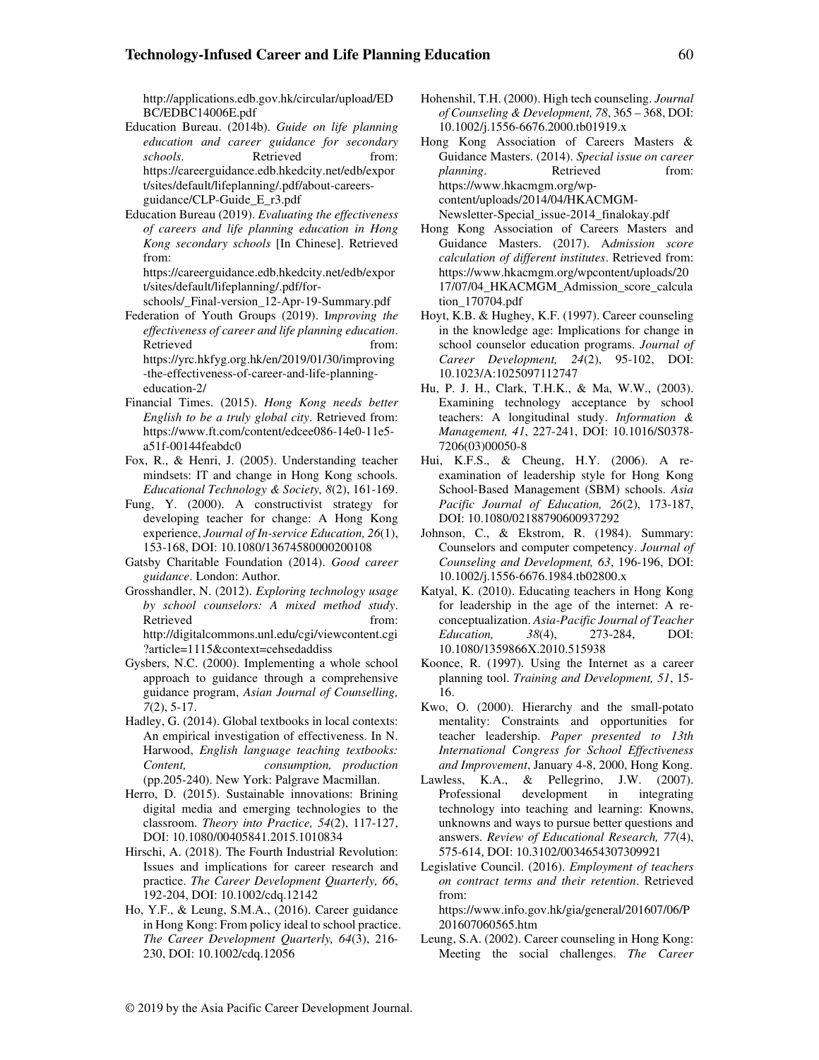http://applications.edb.gov.hk/circular/upload/EDBC/EDBC14006E.pdf

Education Bureau. (2014b). *Guide on life planning education and career guidance for secondary schools*. Retrieved from: https://careerguidance.edb.hkedcity.net/edb/export/sites/default/lifeplanning/.pdf/about-careers-guidance/CLP-Guide_E_r3.pdf

Education Bureau (2019). *Evaluating the effectiveness of careers and life planning education in Hong Kong secondary schools* [In Chinese]. Retrieved from: https://careerguidance.edb.hkedcity.net/edb/export/sites/default/lifeplanning/.pdf/for-schools/_Final-version_12-Apr-19-Summary.pdf

Federation of Youth Groups (2019). I*mproving the effectiveness of career and life planning education*. Retrieved from: https://yrc.hkfyg.org.hk/en/2019/01/30/improving-the-effectiveness-of-career-and-life-planning-education-2/

Financial Times. (2015). *Hong Kong needs better English to be a truly global city*. Retrieved from: https://www.ft.com/content/edcee086-14e0-11e5-a51f-00144feabdc0

Fox, R., & Henri, J. (2005). Understanding teacher mindsets: IT and change in Hong Kong schools. *Educational Technology & Society, 8*(2), 161-169.

Fung, Y. (2000). A constructivist strategy for developing teacher for change: A Hong Kong experience, *Journal of In-service Education, 26*(1), 153-168, DOI: 10.1080/13674580000200108

Gatsby Charitable Foundation (2014). *Good career guidance*. London: Author.

Grosshandler, N. (2012). *Exploring technology usage by school counselors: A mixed method study*. Retrieved from: http://digitalcommons.unl.edu/cgi/viewcontent.cgi?article=1115&context=cehsedaddiss

Gysbers, N.C. (2000). Implementing a whole school approach to guidance through a comprehensive guidance program, *Asian Journal of Counselling, 7*(2), 5-17.

Hadley, G. (2014). Global textbooks in local contexts: An empirical investigation of effectiveness. In N. Harwood, *English language teaching textbooks: Content, consumption, production* (pp.205-240). New York: Palgrave Macmillan.

Herro, D. (2015). Sustainable innovations: Brining digital media and emerging technologies to the classroom. *Theory into Practice, 54*(2), 117-127, DOI: 10.1080/00405841.2015.1010834

Hirschi, A. (2018). The Fourth Industrial Revolution: Issues and implications for career research and practice. *The Career Development Quarterly, 66*, 192-204, DOI: 10.1002/cdq.12142

Ho, Y.F., & Leung, S.M.A., (2016). Career guidance in Hong Kong: From policy ideal to school practice. *The Career Development Quarterly, 64*(3), 216-230, DOI: 10.1002/cdq.12056

Hohenshil, T.H. (2000). High tech counseling. *Journal of Counseling & Development, 78*, 365 – 368, DOI: 10.1002/j.1556-6676.2000.tb01919.x

Hong Kong Association of Careers Masters & Guidance Masters. (2014). *Special issue on career planning*. Retrieved from: https://www.hkacmgm.org/wp-content/uploads/2014/04/HKACMGM-Newsletter-Special_issue-2014_finalokay.pdf

Hong Kong Association of Careers Masters and Guidance Masters. (2017). A*dmission score calculation of different institutes*. Retrieved from: https://www.hkacmgm.org/wpcontent/uploads/2017/07/04_HKACMGM_Admission_score_calculation_170704.pdf

Hoyt, K.B. & Hughey, K.F. (1997). Career counseling in the knowledge age: Implications for change in school counselor education programs. *Journal of Career Development, 24*(2), 95-102, DOI: 10.1023/A:1025097112747

Hu, P. J. H., Clark, T.H.K., & Ma, W.W., (2003). Examining technology acceptance by school teachers: A longitudinal study. *Information & Management, 41*, 227-241, DOI: 10.1016/S0378-7206(03)00050-8

Hui, K.F.S., & Cheung, H.Y. (2006). A re-examination of leadership style for Hong Kong School-Based Management (SBM) schools. *Asia Pacific Journal of Education, 26*(2), 173-187, DOI: 10.1080/02188790600937292

Johnson, C., & Ekstrom, R. (1984). Summary: Counselors and computer competency. *Journal of Counseling and Development, 63*, 196-196, DOI: 10.1002/j.1556-6676.1984.tb02800.x

Katyal, K. (2010). Educating teachers in Hong Kong for leadership in the age of the internet: A re-conceptualization. *Asia-Pacific Journal of Teacher Education, 38*(4), 273-284, DOI: 10.1080/1359866X.2010.515938

Koonce, R. (1997). Using the Internet as a career planning tool. *Training and Development, 51*, 15-16.

Kwo, O. (2000). Hierarchy and the small-potato mentality: Constraints and opportunities for teacher leadership. *Paper presented to 13th International Congress for School Effectiveness and Improvement*, January 4-8, 2000, Hong Kong.

Lawless, K.A., & Pellegrino, J.W. (2007). Professional development in integrating technology into teaching and learning: Knowns, unknowns and ways to pursue better questions and answers. *Review of Educational Research, 77*(4), 575-614, DOI: 10.3102/0034654307309921

Legislative Council. (2016). *Employment of teachers on contract terms and their retention*. Retrieved from: https://www.info.gov.hk/gia/general/201607/06/P201607060565.htm

Leung, S.A. (2002). Career counseling in Hong Kong: Meeting the social challenges. *The Career*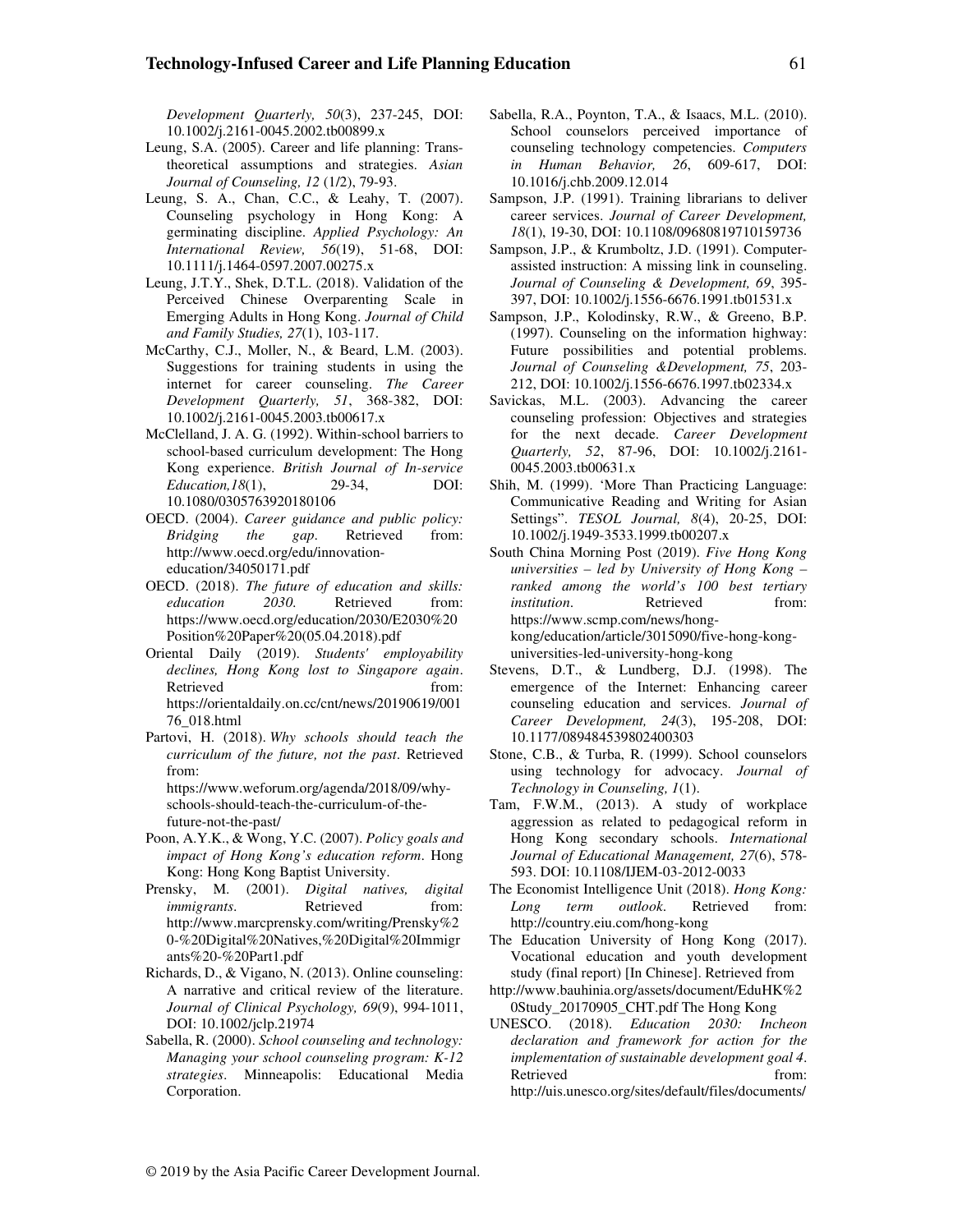*Development Quarterly, 50*(3), 237-245, DOI: 10.1002/j.2161-0045.2002.tb00899.x

Leung, S.A. (2005). Career and life planning: Trans-theoretical assumptions and strategies. *Asian Journal of Counseling, 12* (1/2), 79-93.

Leung, S. A., Chan, C.C., & Leahy, T. (2007). Counseling psychology in Hong Kong: A germinating discipline. *Applied Psychology: An International Review, 56*(19), 51-68, DOI: 10.1111/j.1464-0597.2007.00275.x

Leung, J.T.Y., Shek, D.T.L. (2018). Validation of the Perceived Chinese Overparenting Scale in Emerging Adults in Hong Kong. *Journal of Child and Family Studies, 27*(1), 103-117.

McCarthy, C.J., Moller, N., & Beard, L.M. (2003). Suggestions for training students in using the internet for career counseling. *The Career Development Quarterly, 51*, 368-382, DOI: 10.1002/j.2161-0045.2003.tb00617.x

McClelland, J. A. G. (1992). Within-school barriers to school-based curriculum development: The Hong Kong experience. *British Journal of In-service Education,18*(1), 29-34, DOI: 10.1080/0305763920180106

OECD. (2004). *Career guidance and public policy: Bridging the gap*. Retrieved from: http://www.oecd.org/edu/innovation-education/34050171.pdf

OECD. (2018). *The future of education and skills: education 2030.* Retrieved from: https://www.oecd.org/education/2030/E2030%20Position%20Paper%20(05.04.2018).pdf

Oriental Daily (2019). *Students' employability declines, Hong Kong lost to Singapore again*. Retrieved from: https://orientaldaily.on.cc/cnt/news/20190619/00176_018.html

Partovi, H. (2018). *Why schools should teach the curriculum of the future, not the past*. Retrieved from: https://www.weforum.org/agenda/2018/09/why-schools-should-teach-the-curriculum-of-the-future-not-the-past/

Poon, A.Y.K., & Wong, Y.C. (2007). *Policy goals and impact of Hong Kong's education reform*. Hong Kong: Hong Kong Baptist University.

Prensky, M. (2001). *Digital natives, digital immigrants*. Retrieved from: http://www.marcprensky.com/writing/Prensky%20-%20Digital%20Natives,%20Digital%20Immigrants%20-%20Part1.pdf

Richards, D., & Vigano, N. (2013). Online counseling: A narrative and critical review of the literature. *Journal of Clinical Psychology, 69*(9), 994-1011, DOI: 10.1002/jclp.21974

Sabella, R. (2000). *School counseling and technology: Managing your school counseling program: K-12 strategies*. Minneapolis: Educational Media Corporation.

Sabella, R.A., Poynton, T.A., & Isaacs, M.L. (2010). School counselors perceived importance of counseling technology competencies. *Computers in Human Behavior, 26*, 609-617, DOI: 10.1016/j.chb.2009.12.014

Sampson, J.P. (1991). Training librarians to deliver career services. *Journal of Career Development, 18*(1), 19-30, DOI: 10.1108/09680819710159736

Sampson, J.P., & Krumboltz, J.D. (1991). Computer-assisted instruction: A missing link in counseling. *Journal of Counseling & Development, 69*, 395-397, DOI: 10.1002/j.1556-6676.1991.tb01531.x

Sampson, J.P., Kolodinsky, R.W., & Greeno, B.P. (1997). Counseling on the information highway: Future possibilities and potential problems. *Journal of Counseling &Development, 75*, 203-212, DOI: 10.1002/j.1556-6676.1997.tb02334.x

Savickas, M.L. (2003). Advancing the career counseling profession: Objectives and strategies for the next decade. *Career Development Quarterly, 52*, 87-96, DOI: 10.1002/j.2161-0045.2003.tb00631.x

Shih, M. (1999). 'More Than Practicing Language: Communicative Reading and Writing for Asian Settings". *TESOL Journal, 8*(4), 20-25, DOI: 10.1002/j.1949-3533.1999.tb00207.x

South China Morning Post (2019). *Five Hong Kong universities – led by University of Hong Kong – ranked among the world's 100 best tertiary institution*. Retrieved from: https://www.scmp.com/news/hong-kong/education/article/3015090/five-hong-kong-universities-led-university-hong-kong

Stevens, D.T., & Lundberg, D.J. (1998). The emergence of the Internet: Enhancing career counseling education and services. *Journal of Career Development, 24*(3), 195-208, DOI: 10.1177/089484539802400303

Stone, C.B., & Turba, R. (1999). School counselors using technology for advocacy. *Journal of Technology in Counseling, 1*(1).

Tam, F.W.M., (2013). A study of workplace aggression as related to pedagogical reform in Hong Kong secondary schools. *International Journal of Educational Management, 27*(6), 578-593. DOI: 10.1108/IJEM-03-2012-0033

The Economist Intelligence Unit (2018). *Hong Kong: Long term outlook*. Retrieved from: http://country.eiu.com/hong-kong

The Education University of Hong Kong (2017). Vocational education and youth development study (final report) [In Chinese]. Retrieved from http://www.bauhinia.org/assets/document/EduHK%20Study_20170905_CHT.pdf The Hong Kong

UNESCO. (2018). *Education 2030: Incheon declaration and framework for action for the implementation of sustainable development goal 4*. Retrieved from: http://uis.unesco.org/sites/default/files/documents/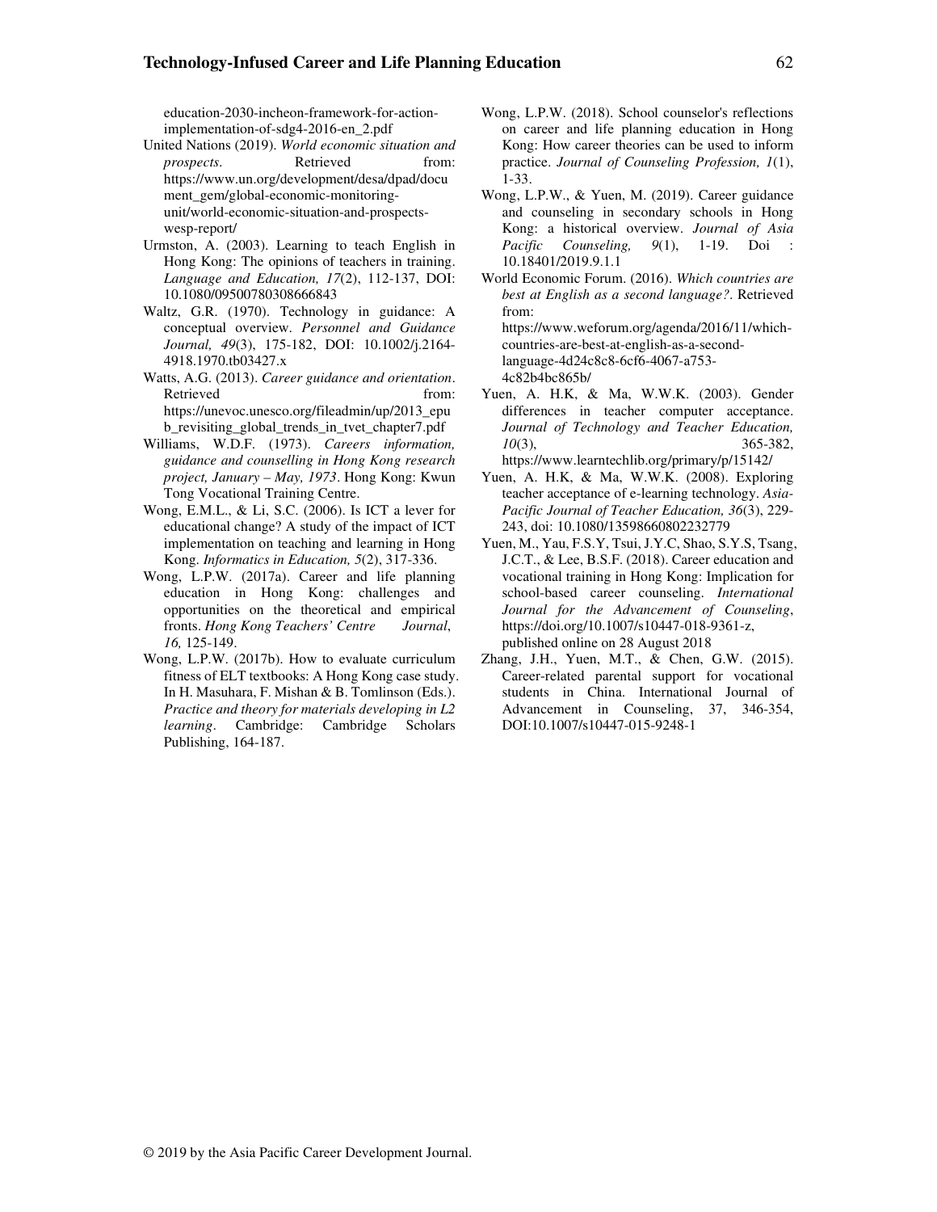education-2030-incheon-framework-for-action-implementation-of-sdg4-2016-en_2.pdf

United Nations (2019). *World economic situation and prospects*. Retrieved from: https://www.un.org/development/desa/dpad/document_gem/global-economic-monitoring-unit/world-economic-situation-and-prospects-wesp-report/

Urmston, A. (2003). Learning to teach English in Hong Kong: The opinions of teachers in training. *Language and Education, 17*(2), 112-137, DOI: 10.1080/09500780308666843

Waltz, G.R. (1970). Technology in guidance: A conceptual overview. *Personnel and Guidance Journal, 49*(3), 175-182, DOI: 10.1002/j.2164-4918.1970.tb03427.x

Watts, A.G. (2013). *Career guidance and orientation*. Retrieved from: https://unevoc.unesco.org/fileadmin/up/2013_epub_revisiting_global_trends_in_tvet_chapter7.pdf

Williams, W.D.F. (1973). *Careers information, guidance and counselling in Hong Kong research project, January – May, 1973*. Hong Kong: Kwun Tong Vocational Training Centre.

Wong, E.M.L., & Li, S.C. (2006). Is ICT a lever for educational change? A study of the impact of ICT implementation on teaching and learning in Hong Kong. *Informatics in Education, 5*(2), 317-336.

Wong, L.P.W. (2017a). Career and life planning education in Hong Kong: challenges and opportunities on the theoretical and empirical fronts. *Hong Kong Teachers' Centre Journal*, *16,* 125-149.

Wong, L.P.W. (2017b). How to evaluate curriculum fitness of ELT textbooks: A Hong Kong case study. In H. Masuhara, F. Mishan & B. Tomlinson (Eds.). *Practice and theory for materials developing in L2 learning*. Cambridge: Cambridge Scholars Publishing, 164-187.

Wong, L.P.W. (2018). School counselor's reflections on career and life planning education in Hong Kong: How career theories can be used to inform practice. *Journal of Counseling Profession, 1*(1), 1-33.

Wong, L.P.W., & Yuen, M. (2019). Career guidance and counseling in secondary schools in Hong Kong: a historical overview. *Journal of Asia Pacific Counseling, 9*(1), 1-19. Doi : 10.18401/2019.9.1.1

World Economic Forum. (2016). *Which countries are best at English as a second language?*. Retrieved from: https://www.weforum.org/agenda/2016/11/which-countries-are-best-at-english-as-a-second-language-4d24c8c8-6cf6-4067-a753-4c82b4bc865b/

Yuen, A. H.K, & Ma, W.W.K. (2003). Gender differences in teacher computer acceptance. *Journal of Technology and Teacher Education, 10*(3), 365-382, https://www.learntechlib.org/primary/p/15142/

Yuen, A. H.K, & Ma, W.W.K. (2008). Exploring teacher acceptance of e-learning technology. *Asia-Pacific Journal of Teacher Education, 36*(3), 229-243, doi: 10.1080/13598660802232779

Yuen, M., Yau, F.S.Y, Tsui, J.Y.C, Shao, S.Y.S, Tsang, J.C.T., & Lee, B.S.F. (2018). Career education and vocational training in Hong Kong: Implication for school-based career counseling. *International Journal for the Advancement of Counseling*, https://doi.org/10.1007/s10447-018-9361-z, published online on 28 August 2018

Zhang, J.H., Yuen, M.T., & Chen, G.W. (2015). Career-related parental support for vocational students in China. International Journal of Advancement in Counseling, 37, 346-354, DOI:10.1007/s10447-015-9248-1